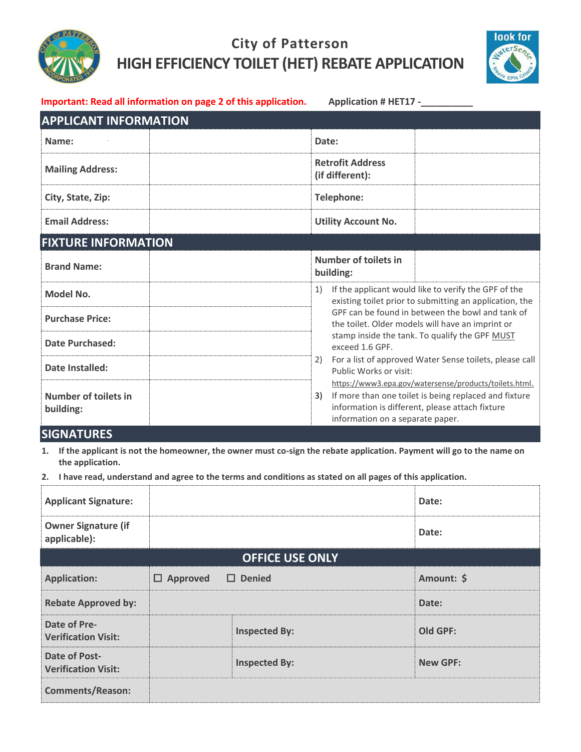# City of Patterson
# HIGH EFFICIENCY TOILET (HET) REBATE APPLICATION

**Important: Read all information on page 2 of this application.** Application # HET17 -__________

## APPLICANT INFORMATION

| | | | |
|---|---|---|---|
| **Name:** | | **Date:** | |
| **Mailing Address:** | | **Retrofit Address (if different):** | |
| **City, State, Zip:** | | **Telephone:** | |
| **Email Address:** | | **Utility Account No.** | |

## FIXTURE INFORMATION

| | | | |
|---|---|---|---|
| **Brand Name:** | | **Number of toilets in building:** | |
| **Model No.** | | | |
| **Purchase Price:** | | | |
| **Date Purchased:** | | | |
| **Date Installed:** | | | |
| **Number of toilets in building:** | | | |

1) If the applicant would like to verify the GPF of the existing toilet prior to submitting an application, the GPF can be found in between the bowl and tank of the toilet. Older models will have an imprint or stamp inside the tank. To qualify the GPF MUST exceed 1.6 GPF.
2) For a list of approved Water Sense toilets, please call Public Works or visit: https://www3.epa.gov/watersense/products/toilets.html.
3) If more than one toilet is being replaced and fixture information is different, please attach fixture information on a separate paper.

## SIGNATURES

1. **If the applicant is not the homeowner, the owner must co-sign the rebate application. Payment will go to the name on the application.**
2. **I have read, understand and agree to the terms and conditions as stated on all pages of this application.**

| | | |
|---|---|---|
| **Applicant Signature:** | | **Date:** |
| **Owner Signature (if applicable):** | | **Date:** |

## OFFICE USE ONLY

| | | | |
|---|---|---|---|
| **Application:** | ☐ Approved ☐ Denied | | **Amount: $** |
| **Rebate Approved by:** | | | **Date:** |
| **Date of Pre-Verification Visit:** | | **Inspected By:** | **Old GPF:** |
| **Date of Post-Verification Visit:** | | **Inspected By:** | **New GPF:** |
| **Comments/Reason:** | | | |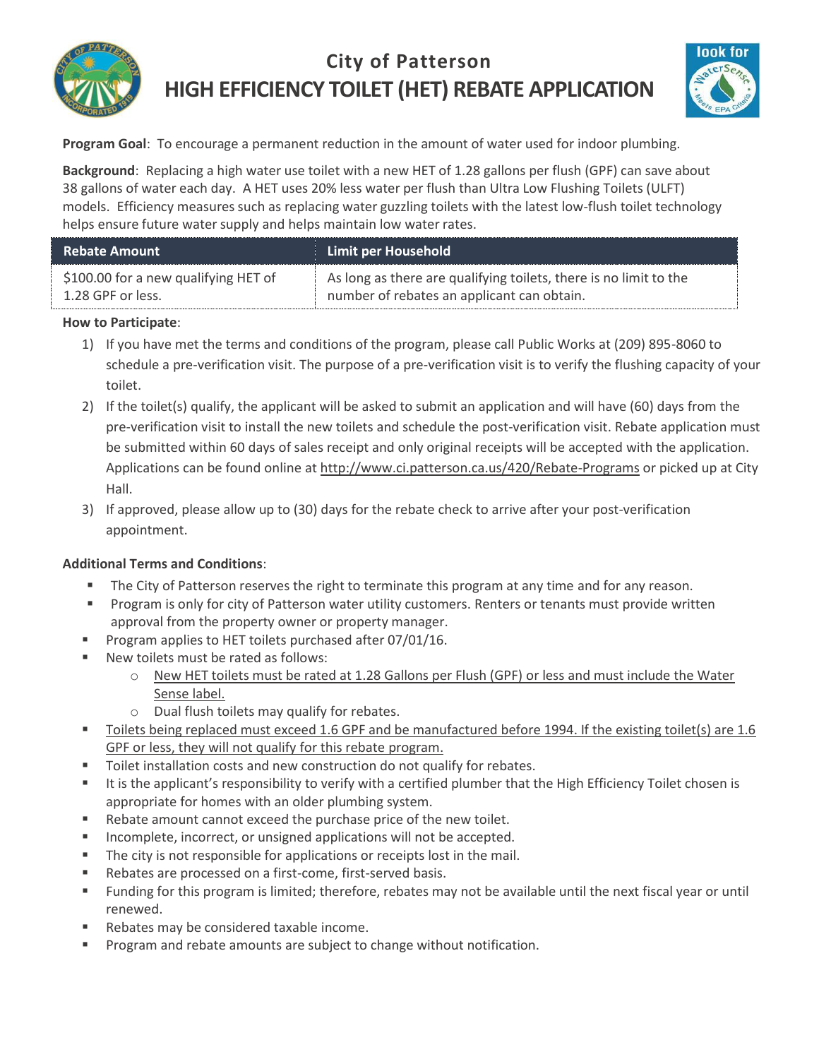# City of Patterson
# HIGH EFFICIENCY TOILET (HET) REBATE APPLICATION

**Program Goal**: To encourage a permanent reduction in the amount of water used for indoor plumbing.

**Background**: Replacing a high water use toilet with a new HET of 1.28 gallons per flush (GPF) can save about 38 gallons of water each day. A HET uses 20% less water per flush than Ultra Low Flushing Toilets (ULFT) models. Efficiency measures such as replacing water guzzling toilets with the latest low-flush toilet technology helps ensure future water supply and helps maintain low water rates.

| Rebate Amount | Limit per Household |
|---|---|
| $100.00 for a new qualifying HET of 1.28 GPF or less. | As long as there are qualifying toilets, there is no limit to the number of rebates an applicant can obtain. |

**How to Participate**:

1) If you have met the terms and conditions of the program, please call Public Works at (209) 895-8060 to schedule a pre-verification visit. The purpose of a pre-verification visit is to verify the flushing capacity of your toilet.
2) If the toilet(s) qualify, the applicant will be asked to submit an application and will have (60) days from the pre-verification visit to install the new toilets and schedule the post-verification visit. Rebate application must be submitted within 60 days of sales receipt and only original receipts will be accepted with the application. Applications can be found online at http://www.ci.patterson.ca.us/420/Rebate-Programs or picked up at City Hall.
3) If approved, please allow up to (30) days for the rebate check to arrive after your post-verification appointment.

**Additional Terms and Conditions**:

- The City of Patterson reserves the right to terminate this program at any time and for any reason.
- Program is only for city of Patterson water utility customers. Renters or tenants must provide written approval from the property owner or property manager.
- Program applies to HET toilets purchased after 07/01/16.
- New toilets must be rated as follows:
  - New HET toilets must be rated at 1.28 Gallons per Flush (GPF) or less and must include the Water Sense label.
  - Dual flush toilets may qualify for rebates.
- Toilets being replaced must exceed 1.6 GPF and be manufactured before 1994. If the existing toilet(s) are 1.6 GPF or less, they will not qualify for this rebate program.
- Toilet installation costs and new construction do not qualify for rebates.
- It is the applicant's responsibility to verify with a certified plumber that the High Efficiency Toilet chosen is appropriate for homes with an older plumbing system.
- Rebate amount cannot exceed the purchase price of the new toilet.
- Incomplete, incorrect, or unsigned applications will not be accepted.
- The city is not responsible for applications or receipts lost in the mail.
- Rebates are processed on a first-come, first-served basis.
- Funding for this program is limited; therefore, rebates may not be available until the next fiscal year or until renewed.
- Rebates may be considered taxable income.
- Program and rebate amounts are subject to change without notification.